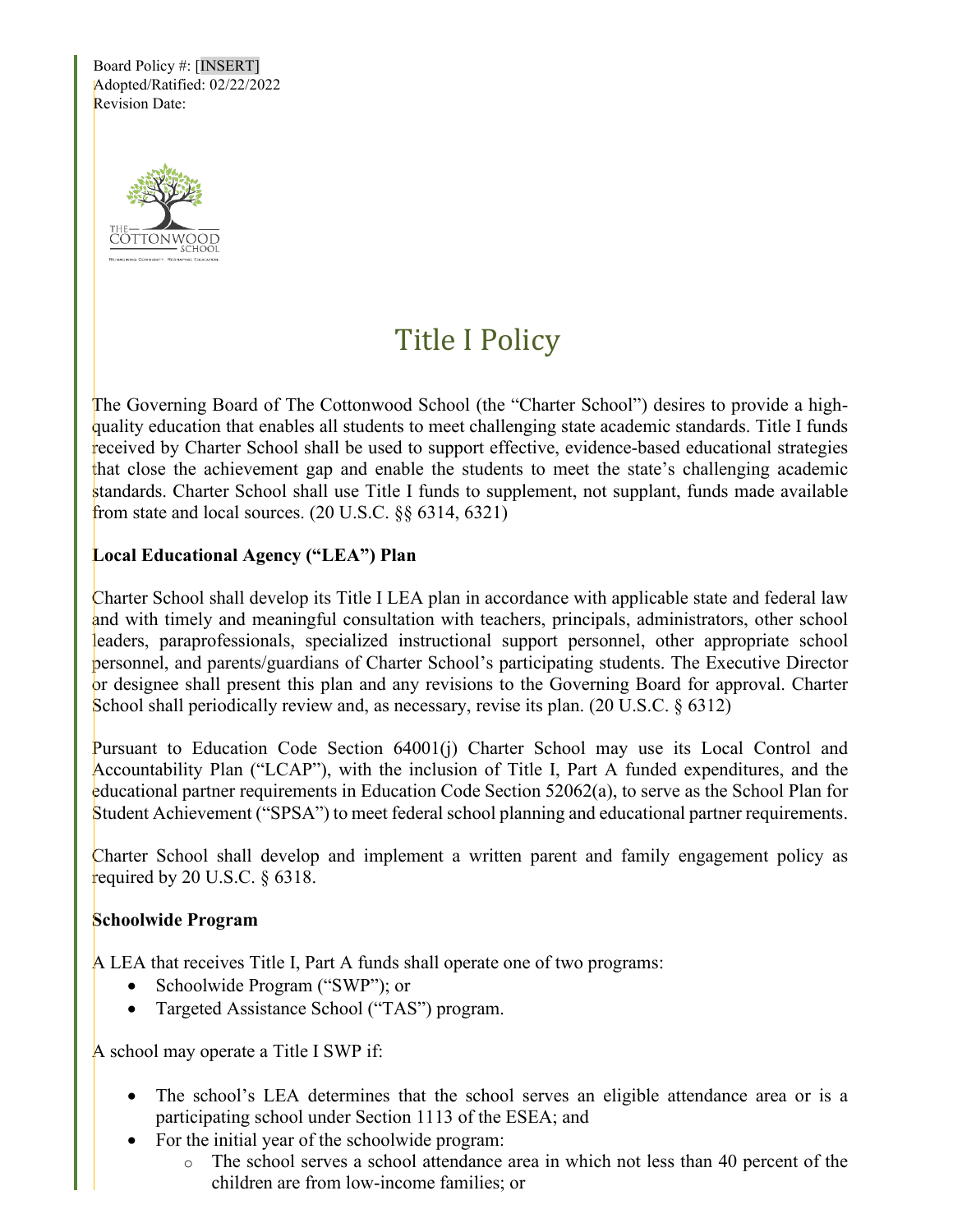Board Policy #: [INSERT]
Adopted/Ratified: 02/22/2022
Revision Date:

# Title I Policy

The Governing Board of The Cottonwood School (the "Charter School") desires to provide a high-quality education that enables all students to meet challenging state academic standards. Title I funds received by Charter School shall be used to support effective, evidence-based educational strategies that close the achievement gap and enable the students to meet the state's challenging academic standards. Charter School shall use Title I funds to supplement, not supplant, funds made available from state and local sources. (20 U.S.C. §§ 6314, 6321)

**Local Educational Agency ("LEA") Plan**

Charter School shall develop its Title I LEA plan in accordance with applicable state and federal law and with timely and meaningful consultation with teachers, principals, administrators, other school leaders, paraprofessionals, specialized instructional support personnel, other appropriate school personnel, and parents/guardians of Charter School's participating students. The Executive Director or designee shall present this plan and any revisions to the Governing Board for approval. Charter School shall periodically review and, as necessary, revise its plan. (20 U.S.C. § 6312)

Pursuant to Education Code Section 64001(j) Charter School may use its Local Control and Accountability Plan ("LCAP"), with the inclusion of Title I, Part A funded expenditures, and the educational partner requirements in Education Code Section 52062(a), to serve as the School Plan for Student Achievement ("SPSA") to meet federal school planning and educational partner requirements.

Charter School shall develop and implement a written parent and family engagement policy as required by 20 U.S.C. § 6318.

**Schoolwide Program**

A LEA that receives Title I, Part A funds shall operate one of two programs:

- Schoolwide Program ("SWP"); or
- Targeted Assistance School ("TAS") program.

A school may operate a Title I SWP if:

- The school's LEA determines that the school serves an eligible attendance area or is a participating school under Section 1113 of the ESEA; and
- For the initial year of the schoolwide program:
  - The school serves a school attendance area in which not less than 40 percent of the children are from low-income families; or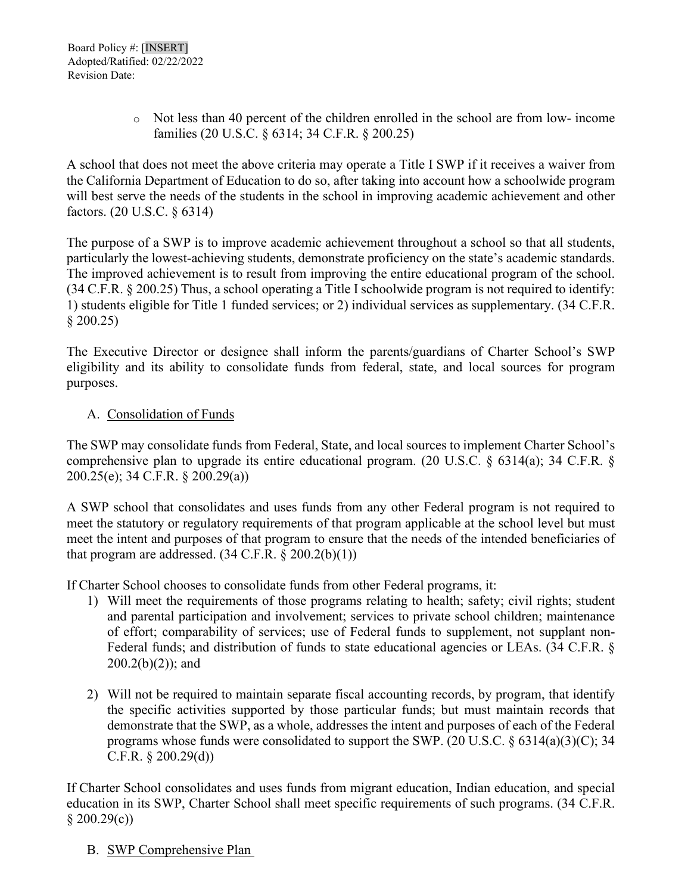- Not less than 40 percent of the children enrolled in the school are from low- income families (20 U.S.C. § 6314; 34 C.F.R. § 200.25)

A school that does not meet the above criteria may operate a Title I SWP if it receives a waiver from the California Department of Education to do so, after taking into account how a schoolwide program will best serve the needs of the students in the school in improving academic achievement and other factors. (20 U.S.C. § 6314)

The purpose of a SWP is to improve academic achievement throughout a school so that all students, particularly the lowest-achieving students, demonstrate proficiency on the state's academic standards. The improved achievement is to result from improving the entire educational program of the school. (34 C.F.R. § 200.25) Thus, a school operating a Title I schoolwide program is not required to identify: 1) students eligible for Title 1 funded services; or 2) individual services as supplementary. (34 C.F.R. § 200.25)

The Executive Director or designee shall inform the parents/guardians of Charter School's SWP eligibility and its ability to consolidate funds from federal, state, and local sources for program purposes.

A. Consolidation of Funds

The SWP may consolidate funds from Federal, State, and local sources to implement Charter School's comprehensive plan to upgrade its entire educational program. (20 U.S.C. § 6314(a); 34 C.F.R. § 200.25(e); 34 C.F.R. § 200.29(a))

A SWP school that consolidates and uses funds from any other Federal program is not required to meet the statutory or regulatory requirements of that program applicable at the school level but must meet the intent and purposes of that program to ensure that the needs of the intended beneficiaries of that program are addressed. (34 C.F.R. § 200.2(b)(1))

If Charter School chooses to consolidate funds from other Federal programs, it:

1) Will meet the requirements of those programs relating to health; safety; civil rights; student and parental participation and involvement; services to private school children; maintenance of effort; comparability of services; use of Federal funds to supplement, not supplant non-Federal funds; and distribution of funds to state educational agencies or LEAs. (34 C.F.R. § 200.2(b)(2)); and

2) Will not be required to maintain separate fiscal accounting records, by program, that identify the specific activities supported by those particular funds; but must maintain records that demonstrate that the SWP, as a whole, addresses the intent and purposes of each of the Federal programs whose funds were consolidated to support the SWP. (20 U.S.C. § 6314(a)(3)(C); 34 C.F.R. § 200.29(d))

If Charter School consolidates and uses funds from migrant education, Indian education, and special education in its SWP, Charter School shall meet specific requirements of such programs. (34 C.F.R. § 200.29(c))

B. SWP Comprehensive Plan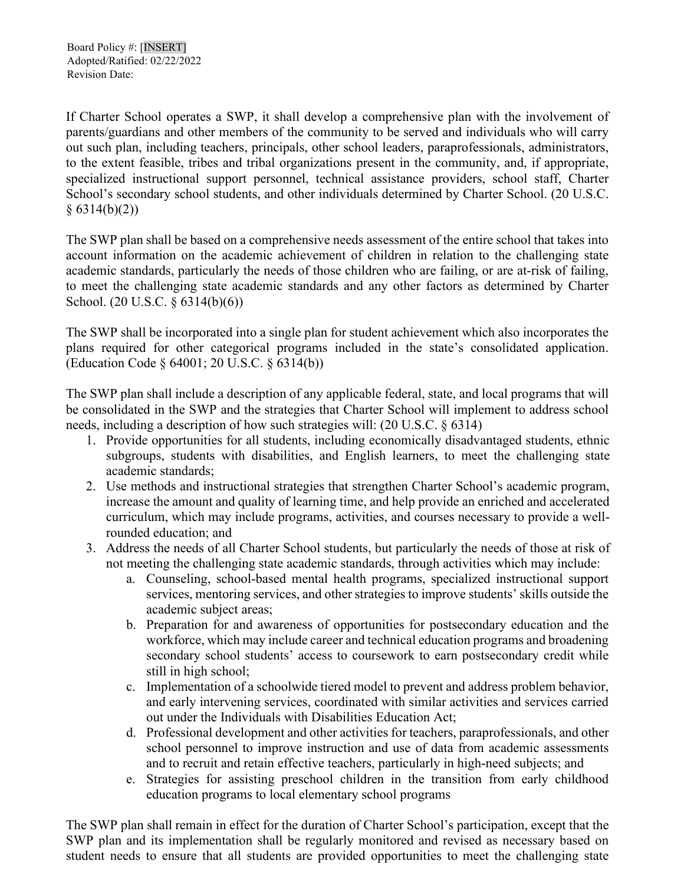Board Policy #: [INSERT]
Adopted/Ratified: 02/22/2022
Revision Date:

If Charter School operates a SWP, it shall develop a comprehensive plan with the involvement of parents/guardians and other members of the community to be served and individuals who will carry out such plan, including teachers, principals, other school leaders, paraprofessionals, administrators, to the extent feasible, tribes and tribal organizations present in the community, and, if appropriate, specialized instructional support personnel, technical assistance providers, school staff, Charter School's secondary school students, and other individuals determined by Charter School. (20 U.S.C. § 6314(b)(2))

The SWP plan shall be based on a comprehensive needs assessment of the entire school that takes into account information on the academic achievement of children in relation to the challenging state academic standards, particularly the needs of those children who are failing, or are at-risk of failing, to meet the challenging state academic standards and any other factors as determined by Charter School. (20 U.S.C. § 6314(b)(6))

The SWP shall be incorporated into a single plan for student achievement which also incorporates the plans required for other categorical programs included in the state's consolidated application. (Education Code § 64001; 20 U.S.C. § 6314(b))

The SWP plan shall include a description of any applicable federal, state, and local programs that will be consolidated in the SWP and the strategies that Charter School will implement to address school needs, including a description of how such strategies will: (20 U.S.C. § 6314)

1. Provide opportunities for all students, including economically disadvantaged students, ethnic subgroups, students with disabilities, and English learners, to meet the challenging state academic standards;
2. Use methods and instructional strategies that strengthen Charter School's academic program, increase the amount and quality of learning time, and help provide an enriched and accelerated curriculum, which may include programs, activities, and courses necessary to provide a well-rounded education; and
3. Address the needs of all Charter School students, but particularly the needs of those at risk of not meeting the challenging state academic standards, through activities which may include:
    a. Counseling, school-based mental health programs, specialized instructional support services, mentoring services, and other strategies to improve students' skills outside the academic subject areas;
    b. Preparation for and awareness of opportunities for postsecondary education and the workforce, which may include career and technical education programs and broadening secondary school students' access to coursework to earn postsecondary credit while still in high school;
    c. Implementation of a schoolwide tiered model to prevent and address problem behavior, and early intervening services, coordinated with similar activities and services carried out under the Individuals with Disabilities Education Act;
    d. Professional development and other activities for teachers, paraprofessionals, and other school personnel to improve instruction and use of data from academic assessments and to recruit and retain effective teachers, particularly in high-need subjects; and
    e. Strategies for assisting preschool children in the transition from early childhood education programs to local elementary school programs

The SWP plan shall remain in effect for the duration of Charter School's participation, except that the SWP plan and its implementation shall be regularly monitored and revised as necessary based on student needs to ensure that all students are provided opportunities to meet the challenging state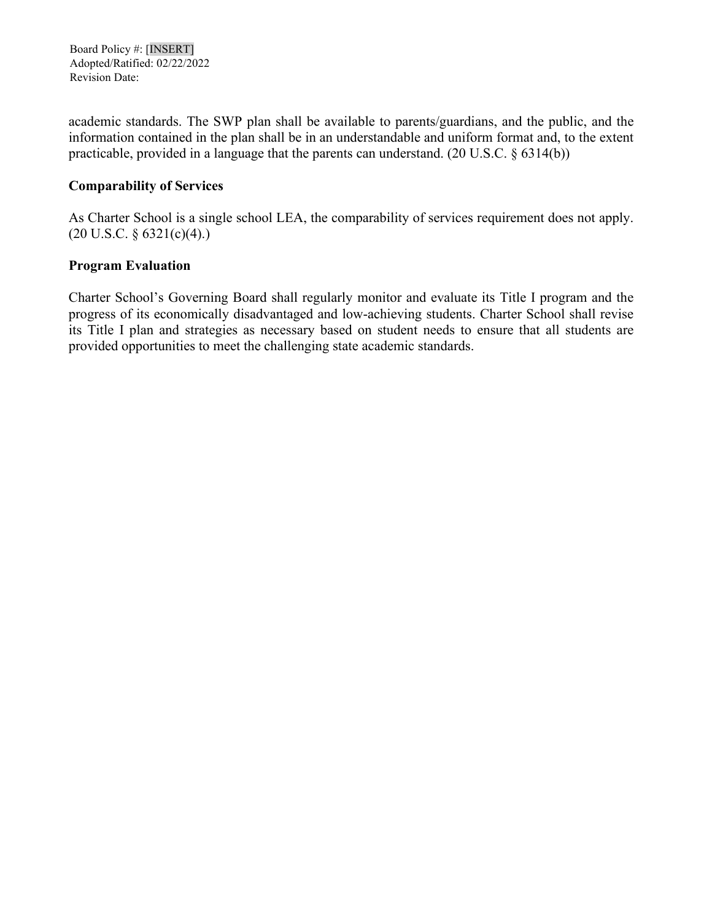academic standards. The SWP plan shall be available to parents/guardians, and the public, and the information contained in the plan shall be in an understandable and uniform format and, to the extent practicable, provided in a language that the parents can understand. (20 U.S.C. § 6314(b))

**Comparability of Services**

As Charter School is a single school LEA, the comparability of services requirement does not apply. (20 U.S.C. § 6321(c)(4).)

**Program Evaluation**

Charter School's Governing Board shall regularly monitor and evaluate its Title I program and the progress of its economically disadvantaged and low-achieving students. Charter School shall revise its Title I plan and strategies as necessary based on student needs to ensure that all students are provided opportunities to meet the challenging state academic standards.